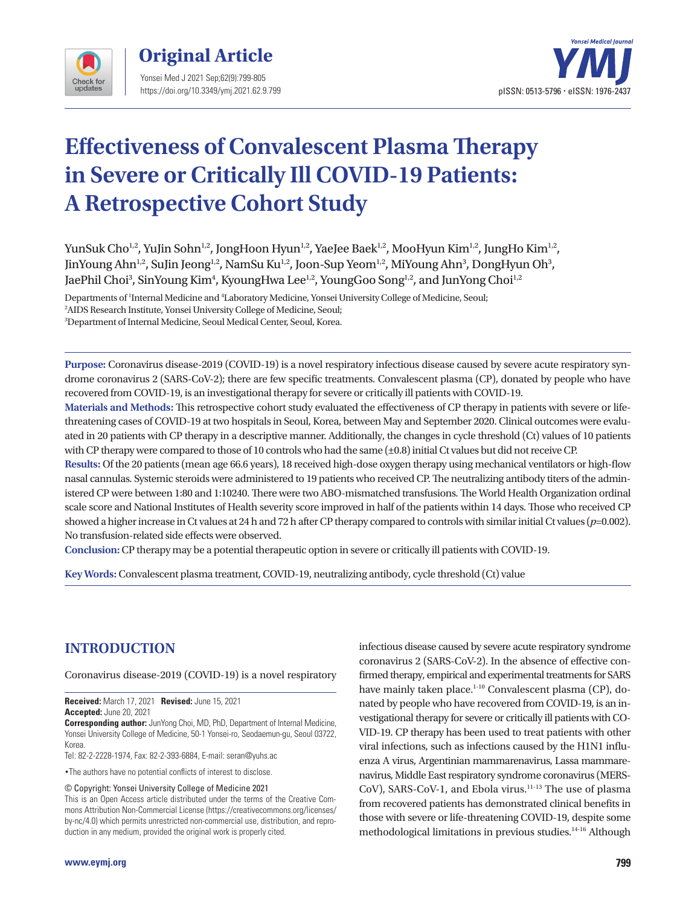Original Article

# Effectiveness of Convalescent Plasma Therapy in Severe or Critically Ill COVID-19 Patients: A Retrospective Cohort Study

YunSuk Cho[1,2], YuJin Sohn[1,2], JongHoon Hyun[1,2], YaeJee Baek[1,2], MooHyun Kim[1,2], JungHo Kim[1,2], JinYoung Ahn[1,2], SuJin Jeong[1,2], NamSu Ku[1,2], Joon-Sup Yeom[1,2], MiYoung Ahn[3], DongHyun Oh[3], JaePhil Choi[3], SinYoung Kim[4], KyoungHwa Lee[1,2], YoungGoo Song[1,2], and JunYong Choi[1,2]

Departments of [1]Internal Medicine and [4]Laboratory Medicine, Yonsei University College of Medicine, Seoul;
[2]AIDS Research Institute, Yonsei University College of Medicine, Seoul;
[3]Department of Internal Medicine, Seoul Medical Center, Seoul, Korea.

**Purpose:** Coronavirus disease-2019 (COVID-19) is a novel respiratory infectious disease caused by severe acute respiratory syndrome coronavirus 2 (SARS-CoV-2); there are few specific treatments. Convalescent plasma (CP), donated by people who have recovered from COVID-19, is an investigational therapy for severe or critically ill patients with COVID-19.

**Materials and Methods:** This retrospective cohort study evaluated the effectiveness of CP therapy in patients with severe or life-threatening cases of COVID-19 at two hospitals in Seoul, Korea, between May and September 2020. Clinical outcomes were evaluated in 20 patients with CP therapy in a descriptive manner. Additionally, the changes in cycle threshold (Ct) values of 10 patients with CP therapy were compared to those of 10 controls who had the same (±0.8) initial Ct values but did not receive CP.

**Results:** Of the 20 patients (mean age 66.6 years), 18 received high-dose oxygen therapy using mechanical ventilators or high-flow nasal cannulas. Systemic steroids were administered to 19 patients who received CP. The neutralizing antibody titers of the administered CP were between 1:80 and 1:10240. There were two ABO-mismatched transfusions. The World Health Organization ordinal scale score and National Institutes of Health severity score improved in half of the patients within 14 days. Those who received CP showed a higher increase in Ct values at 24 h and 72 h after CP therapy compared to controls with similar initial Ct values ($p$=0.002). No transfusion-related side effects were observed.

**Conclusion:** CP therapy may be a potential therapeutic option in severe or critically ill patients with COVID-19.

**Key Words:** Convalescent plasma treatment, COVID-19, neutralizing antibody, cycle threshold (Ct) value

## INTRODUCTION

Coronavirus disease-2019 (COVID-19) is a novel respiratory infectious disease caused by severe acute respiratory syndrome coronavirus 2 (SARS-CoV-2). In the absence of effective confirmed therapy, empirical and experimental treatments for SARS have mainly taken place.[1-10] Convalescent plasma (CP), donated by people who have recovered from COVID-19, is an investigational therapy for severe or critically ill patients with COVID-19. CP therapy has been used to treat patients with other viral infections, such as infections caused by the H1N1 influenza A virus, Argentinian mammarenavirus, Lassa mammarenavirus, Middle East respiratory syndrome coronavirus (MERS-CoV), SARS-CoV-1, and Ebola virus.[11-13] The use of plasma from recovered patients has demonstrated clinical benefits in those with severe or life-threatening COVID-19, despite some methodological limitations in previous studies.[14-16] Although

**Received:** March 17, 2021 **Revised:** June 15, 2021
**Accepted:** June 20, 2021
**Corresponding author:** JunYong Choi, MD, PhD, Department of Internal Medicine, Yonsei University College of Medicine, 50-1 Yonsei-ro, Seodaemun-gu, Seoul 03722, Korea.
Tel: 82-2-2228-1974, Fax: 82-2-393-6884, E-mail: seran@yuhs.ac

•The authors have no potential conflicts of interest to disclose.

© Copyright: Yonsei University College of Medicine 2021
This is an Open Access article distributed under the terms of the Creative Commons Attribution Non-Commercial License (https://creativecommons.org/licenses/by-nc/4.0) which permits unrestricted non-commercial use, distribution, and reproduction in any medium, provided the original work is properly cited.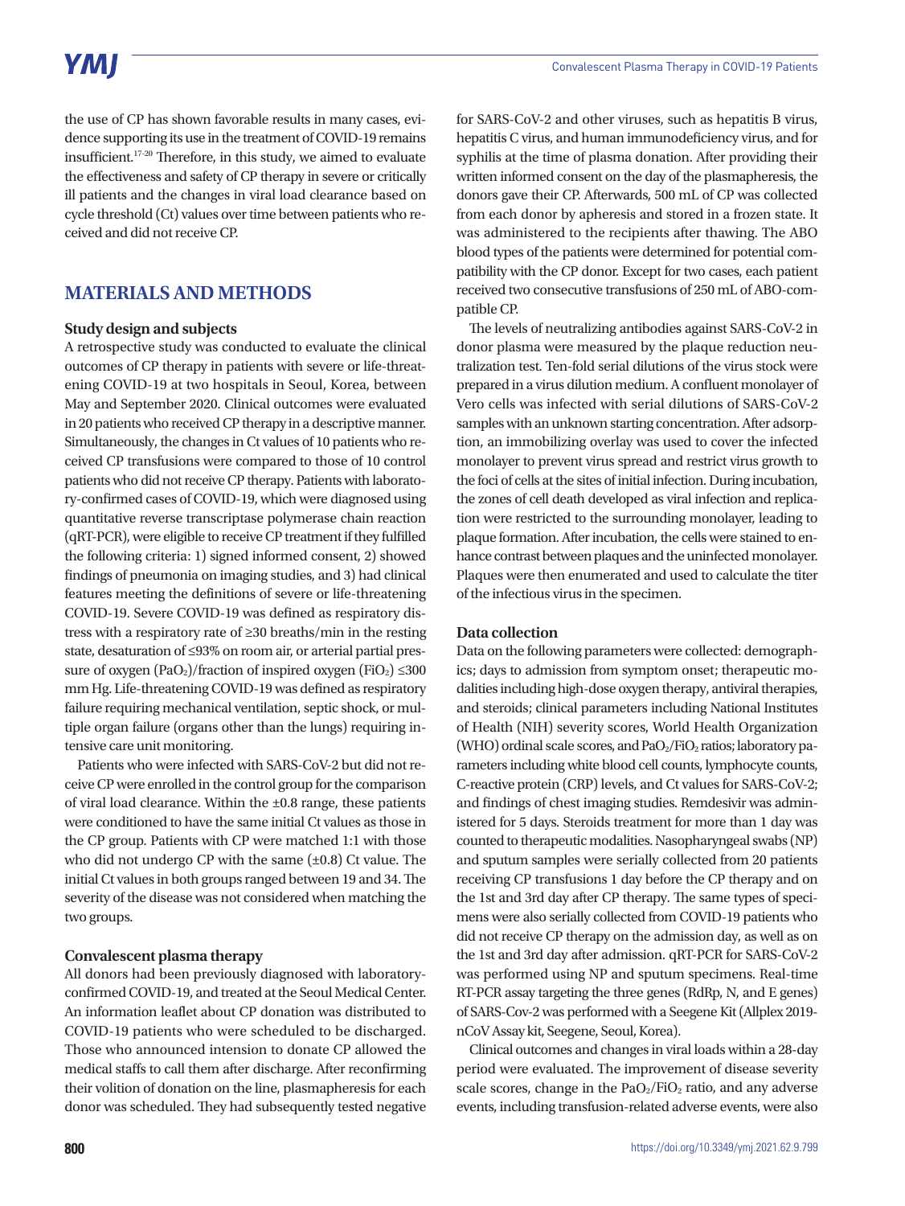the use of CP has shown favorable results in many cases, evidence supporting its use in the treatment of COVID-19 remains insufficient.[17-20] Therefore, in this study, we aimed to evaluate the effectiveness and safety of CP therapy in severe or critically ill patients and the changes in viral load clearance based on cycle threshold (Ct) values over time between patients who received and did not receive CP.

## MATERIALS AND METHODS

### Study design and subjects

A retrospective study was conducted to evaluate the clinical outcomes of CP therapy in patients with severe or life-threatening COVID-19 at two hospitals in Seoul, Korea, between May and September 2020. Clinical outcomes were evaluated in 20 patients who received CP therapy in a descriptive manner. Simultaneously, the changes in Ct values of 10 patients who received CP transfusions were compared to those of 10 control patients who did not receive CP therapy. Patients with laboratory-confirmed cases of COVID-19, which were diagnosed using quantitative reverse transcriptase polymerase chain reaction (qRT-PCR), were eligible to receive CP treatment if they fulfilled the following criteria: 1) signed informed consent, 2) showed findings of pneumonia on imaging studies, and 3) had clinical features meeting the definitions of severe or life-threatening COVID-19. Severe COVID-19 was defined as respiratory distress with a respiratory rate of ≥30 breaths/min in the resting state, desaturation of ≤93% on room air, or arterial partial pressure of oxygen ($PaO_2$)/fraction of inspired oxygen ($FiO_2$) ≤300 mm Hg. Life-threatening COVID-19 was defined as respiratory failure requiring mechanical ventilation, septic shock, or multiple organ failure (organs other than the lungs) requiring intensive care unit monitoring.

Patients who were infected with SARS-CoV-2 but did not receive CP were enrolled in the control group for the comparison of viral load clearance. Within the ±0.8 range, these patients were conditioned to have the same initial Ct values as those in the CP group. Patients with CP were matched 1:1 with those who did not undergo CP with the same (±0.8) Ct value. The initial Ct values in both groups ranged between 19 and 34. The severity of the disease was not considered when matching the two groups.

### Convalescent plasma therapy

All donors had been previously diagnosed with laboratory-confirmed COVID-19, and treated at the Seoul Medical Center. An information leaflet about CP donation was distributed to COVID-19 patients who were scheduled to be discharged. Those who announced intension to donate CP allowed the medical staffs to call them after discharge. After reconfirming their volition of donation on the line, plasmapheresis for each donor was scheduled. They had subsequently tested negative for SARS-CoV-2 and other viruses, such as hepatitis B virus, hepatitis C virus, and human immunodeficiency virus, and for syphilis at the time of plasma donation. After providing their written informed consent on the day of the plasmapheresis, the donors gave their CP. Afterwards, 500 mL of CP was collected from each donor by apheresis and stored in a frozen state. It was administered to the recipients after thawing. The ABO blood types of the patients were determined for potential compatibility with the CP donor. Except for two cases, each patient received two consecutive transfusions of 250 mL of ABO-compatible CP.

The levels of neutralizing antibodies against SARS-CoV-2 in donor plasma were measured by the plaque reduction neutralization test. Ten-fold serial dilutions of the virus stock were prepared in a virus dilution medium. A confluent monolayer of Vero cells was infected with serial dilutions of SARS-CoV-2 samples with an unknown starting concentration. After adsorption, an immobilizing overlay was used to cover the infected monolayer to prevent virus spread and restrict virus growth to the foci of cells at the sites of initial infection. During incubation, the zones of cell death developed as viral infection and replication were restricted to the surrounding monolayer, leading to plaque formation. After incubation, the cells were stained to enhance contrast between plaques and the uninfected monolayer. Plaques were then enumerated and used to calculate the titer of the infectious virus in the specimen.

### Data collection

Data on the following parameters were collected: demographics; days to admission from symptom onset; therapeutic modalities including high-dose oxygen therapy, antiviral therapies, and steroids; clinical parameters including National Institutes of Health (NIH) severity scores, World Health Organization (WHO) ordinal scale scores, and $PaO_2/FiO_2$ ratios; laboratory parameters including white blood cell counts, lymphocyte counts, C-reactive protein (CRP) levels, and Ct values for SARS-CoV-2; and findings of chest imaging studies. Remdesivir was administered for 5 days. Steroids treatment for more than 1 day was counted to therapeutic modalities. Nasopharyngeal swabs (NP) and sputum samples were serially collected from 20 patients receiving CP transfusions 1 day before the CP therapy and on the 1st and 3rd day after CP therapy. The same types of specimens were also serially collected from COVID-19 patients who did not receive CP therapy on the admission day, as well as on the 1st and 3rd day after admission. qRT-PCR for SARS-CoV-2 was performed using NP and sputum specimens. Real-time RT-PCR assay targeting the three genes (RdRp, N, and E genes) of SARS-Cov-2 was performed with a Seegene Kit (Allplex 2019-nCoV Assay kit, Seegene, Seoul, Korea).

Clinical outcomes and changes in viral loads within a 28-day period were evaluated. The improvement of disease severity scale scores, change in the $PaO_2/FiO_2$ ratio, and any adverse events, including transfusion-related adverse events, were also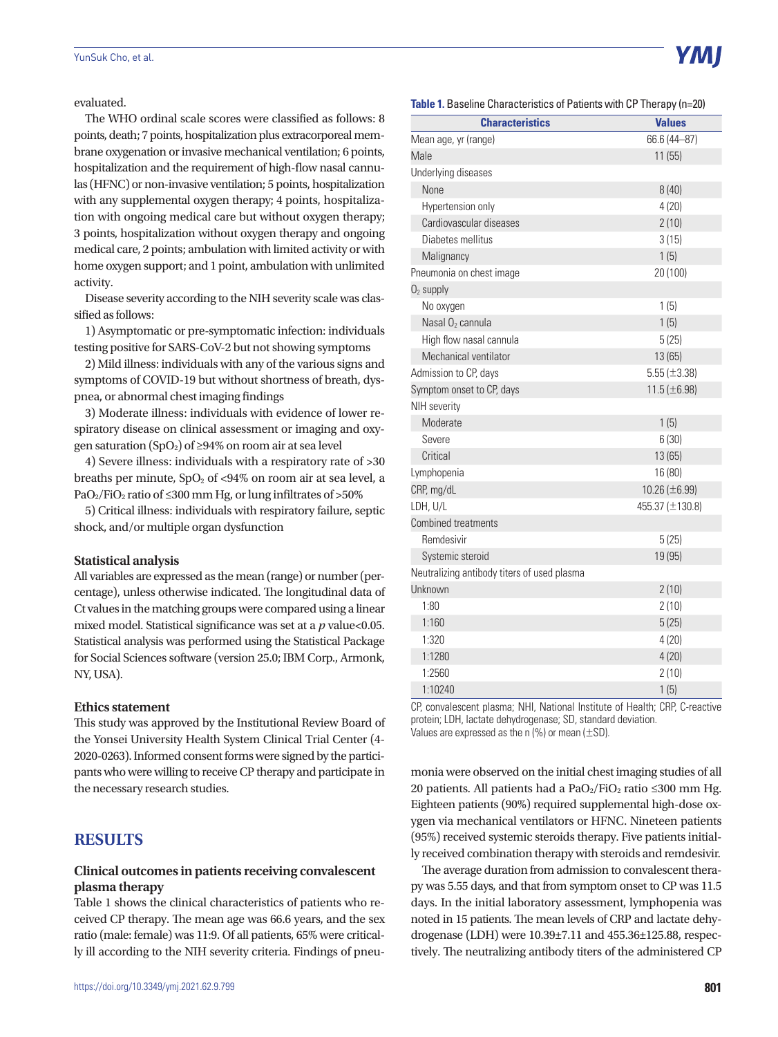evaluated.

The WHO ordinal scale scores were classified as follows: 8 points, death; 7 points, hospitalization plus extracorporeal membrane oxygenation or invasive mechanical ventilation; 6 points, hospitalization and the requirement of high-flow nasal cannulas (HFNC) or non-invasive ventilation; 5 points, hospitalization with any supplemental oxygen therapy; 4 points, hospitalization with ongoing medical care but without oxygen therapy; 3 points, hospitalization without oxygen therapy and ongoing medical care, 2 points; ambulation with limited activity or with home oxygen support; and 1 point, ambulation with unlimited activity.

Disease severity according to the NIH severity scale was classified as follows:

1) Asymptomatic or pre-symptomatic infection: individuals testing positive for SARS-CoV-2 but not showing symptoms

2) Mild illness: individuals with any of the various signs and symptoms of COVID-19 but without shortness of breath, dyspnea, or abnormal chest imaging findings

3) Moderate illness: individuals with evidence of lower respiratory disease on clinical assessment or imaging and oxygen saturation ($SpO_2$) of ≥94% on room air at sea level

4) Severe illness: individuals with a respiratory rate of >30 breaths per minute, $SpO_2$ of <94% on room air at sea level, a $PaO_2/FiO_2$ ratio of ≤300 mm Hg, or lung infiltrates of >50%

5) Critical illness: individuals with respiratory failure, septic shock, and/or multiple organ dysfunction

### Statistical analysis

All variables are expressed as the mean (range) or number (percentage), unless otherwise indicated. The longitudinal data of Ct values in the matching groups were compared using a linear mixed model. Statistical significance was set at a $p$ value<0.05. Statistical analysis was performed using the Statistical Package for Social Sciences software (version 25.0; IBM Corp., Armonk, NY, USA).

### Ethics statement

This study was approved by the Institutional Review Board of the Yonsei University Health System Clinical Trial Center (4-2020-0263). Informed consent forms were signed by the participants who were willing to receive CP therapy and participate in the necessary research studies.

## RESULTS

### Clinical outcomes in patients receiving convalescent plasma therapy

Table 1 shows the clinical characteristics of patients who received CP therapy. The mean age was 66.6 years, and the sex ratio (male: female) was 11:9. Of all patients, 65% were critically ill according to the NIH severity criteria. Findings of pneumonia were observed on the initial chest imaging studies of all 20 patients. All patients had a $PaO_2/FiO_2$ ratio ≤300 mm Hg. Eighteen patients (90%) required supplemental high-dose oxygen via mechanical ventilators or HFNC. Nineteen patients (95%) received systemic steroids therapy. Five patients initially received combination therapy with steroids and remdesivir.

The average duration from admission to convalescent therapy was 5.55 days, and that from symptom onset to CP was 11.5 days. In the initial laboratory assessment, lymphopenia was noted in 15 patients. The mean levels of CRP and lactate dehydrogenase (LDH) were 10.39±7.11 and 455.36±125.88, respectively. The neutralizing antibody titers of the administered CP

**Table 1.** Baseline Characteristics of Patients with CP Therapy (n=20)

| Characteristics | Values |
|---|---|
| Mean age, yr (range) | 66.6 (44–87) |
| Male | 11 (55) |
| Underlying diseases | |
| None | 8 (40) |
| Hypertension only | 4 (20) |
| Cardiovascular diseases | 2 (10) |
| Diabetes mellitus | 3 (15) |
| Malignancy | 1 (5) |
| Pneumonia on chest image | 20 (100) |
| $O_2$ supply | |
| No oxygen | 1 (5) |
| Nasal $O_2$ cannula | 1 (5) |
| High flow nasal cannula | 5 (25) |
| Mechanical ventilator | 13 (65) |
| Admission to CP, days | 5.55 (±3.38) |
| Symptom onset to CP, days | 11.5 (±6.98) |
| NIH severity | |
| Moderate | 1 (5) |
| Severe | 6 (30) |
| Critical | 13 (65) |
| Lymphopenia | 16 (80) |
| CRP, mg/dL | 10.26 (±6.99) |
| LDH, U/L | 455.37 (±130.8) |
| Combined treatments | |
| Remdesivir | 5 (25) |
| Systemic steroid | 19 (95) |
| Neutralizing antibody titers of used plasma | |
| Unknown | 2 (10) |
| 1:80 | 2 (10) |
| 1:160 | 5 (25) |
| 1:320 | 4 (20) |
| 1:1280 | 4 (20) |
| 1:2560 | 2 (10) |
| 1:10240 | 1 (5) |

CP, convalescent plasma; NHI, National Institute of Health; CRP, C-reactive protein; LDH, lactate dehydrogenase; SD, standard deviation.
Values are expressed as the n (%) or mean (±SD).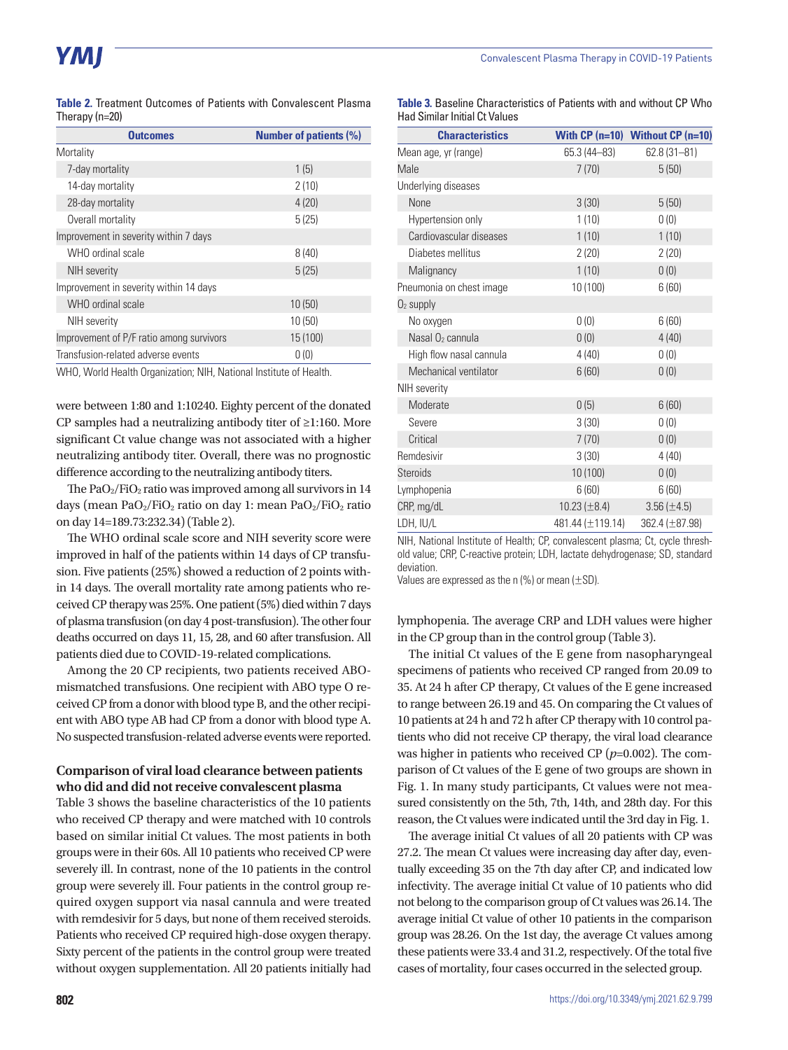**Table 2.** Treatment Outcomes of Patients with Convalescent Plasma Therapy (n=20)

| Outcomes | Number of patients (%) |
|---|---|
| Mortality | |
| 7-day mortality | 1 (5) |
| 14-day mortality | 2 (10) |
| 28-day mortality | 4 (20) |
| Overall mortality | 5 (25) |
| Improvement in severity within 7 days | |
| WHO ordinal scale | 8 (40) |
| NIH severity | 5 (25) |
| Improvement in severity within 14 days | |
| WHO ordinal scale | 10 (50) |
| NIH severity | 10 (50) |
| Improvement of P/F ratio among survivors | 15 (100) |
| Transfusion-related adverse events | 0 (0) |

WHO, World Health Organization; NIH, National Institute of Health.

were between 1:80 and 1:10240. Eighty percent of the donated CP samples had a neutralizing antibody titer of ≥1:160. More significant Ct value change was not associated with a higher neutralizing antibody titer. Overall, there was no prognostic difference according to the neutralizing antibody titers.

The $PaO_2/FiO_2$ ratio was improved among all survivors in 14 days (mean $PaO_2/FiO_2$ ratio on day 1: mean $PaO_2/FiO_2$ ratio on day 14=189.73:232.34) (Table 2).

The WHO ordinal scale score and NIH severity score were improved in half of the patients within 14 days of CP transfusion. Five patients (25%) showed a reduction of 2 points within 14 days. The overall mortality rate among patients who received CP therapy was 25%. One patient (5%) died within 7 days of plasma transfusion (on day 4 post-transfusion). The other four deaths occurred on days 11, 15, 28, and 60 after transfusion. All patients died due to COVID-19-related complications.

Among the 20 CP recipients, two patients received ABO-mismatched transfusions. One recipient with ABO type O received CP from a donor with blood type B, and the other recipient with ABO type AB had CP from a donor with blood type A. No suspected transfusion-related adverse events were reported.

### Comparison of viral load clearance between patients who did and did not receive convalescent plasma

Table 3 shows the baseline characteristics of the 10 patients who received CP therapy and were matched with 10 controls based on similar initial Ct values. The most patients in both groups were in their 60s. All 10 patients who received CP were severely ill. In contrast, none of the 10 patients in the control group were severely ill. Four patients in the control group required oxygen support via nasal cannula and were treated with remdesivir for 5 days, but none of them received steroids. Patients who received CP required high-dose oxygen therapy. Sixty percent of the patients in the control group were treated without oxygen supplementation. All 20 patients initially had lymphopenia. The average CRP and LDH values were higher in the CP group than in the control group (Table 3).

**Table 3.** Baseline Characteristics of Patients with and without CP Who Had Similar Initial Ct Values

| Characteristics | With CP (n=10) | Without CP (n=10) |
|---|---|---|
| Mean age, yr (range) | 65.3 (44–83) | 62.8 (31–81) |
| Male | 7 (70) | 5 (50) |
| Underlying diseases | | |
| None | 3 (30) | 5 (50) |
| Hypertension only | 1 (10) | 0 (0) |
| Cardiovascular diseases | 1 (10) | 1 (10) |
| Diabetes mellitus | 2 (20) | 2 (20) |
| Malignancy | 1 (10) | 0 (0) |
| Pneumonia on chest image | 10 (100) | 6 (60) |
| $O_2$ supply | | |
| No oxygen | 0 (0) | 6 (60) |
| Nasal $O_2$ cannula | 0 (0) | 4 (40) |
| High flow nasal cannula | 4 (40) | 0 (0) |
| Mechanical ventilator | 6 (60) | 0 (0) |
| NIH severity | | |
| Moderate | 0 (5) | 6 (60) |
| Severe | 3 (30) | 0 (0) |
| Critical | 7 (70) | 0 (0) |
| Remdesivir | 3 (30) | 4 (40) |
| Steroids | 10 (100) | 0 (0) |
| Lymphopenia | 6 (60) | 6 (60) |
| CRP, mg/dL | 10.23 (±8.4) | 3.56 (±4.5) |
| LDH, IU/L | 481.44 (±119.14) | 362.4 (±87.98) |

NIH, National Institute of Health; CP, convalescent plasma; Ct, cycle threshold value; CRP, C-reactive protein; LDH, lactate dehydrogenase; SD, standard deviation.
Values are expressed as the n (%) or mean (±SD).

The initial Ct values of the E gene from nasopharyngeal specimens of patients who received CP ranged from 20.09 to 35. At 24 h after CP therapy, Ct values of the E gene increased to range between 26.19 and 45. On comparing the Ct values of 10 patients at 24 h and 72 h after CP therapy with 10 control patients who did not receive CP therapy, the viral load clearance was higher in patients who received CP ($p$=0.002). The comparison of Ct values of the E gene of two groups are shown in Fig. 1. In many study participants, Ct values were not measured consistently on the 5th, 7th, 14th, and 28th day. For this reason, the Ct values were indicated until the 3rd day in Fig. 1.

The average initial Ct values of all 20 patients with CP was 27.2. The mean Ct values were increasing day after day, eventually exceeding 35 on the 7th day after CP, and indicated low infectivity. The average initial Ct value of 10 patients who did not belong to the comparison group of Ct values was 26.14. The average initial Ct value of other 10 patients in the comparison group was 28.26. On the 1st day, the average Ct values among these patients were 33.4 and 31.2, respectively. Of the total five cases of mortality, four cases occurred in the selected group.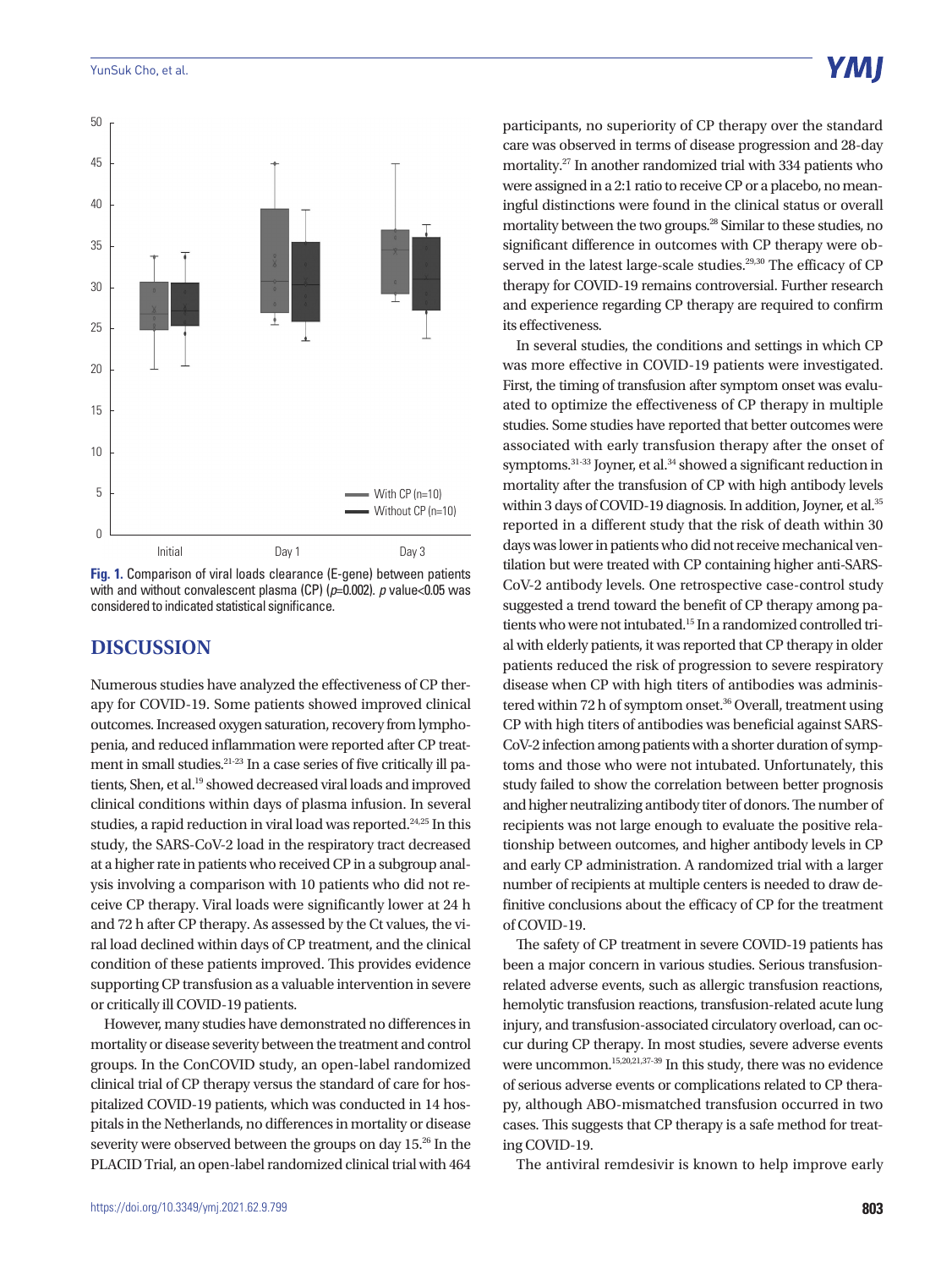Fig. 1. Comparison of viral loads clearance (E-gene) between patients with and without convalescent plasma (CP) ($p$=0.002). $p$ value<0.05 was considered to indicated statistical significance.

## DISCUSSION

Numerous studies have analyzed the effectiveness of CP therapy for COVID-19. Some patients showed improved clinical outcomes. Increased oxygen saturation, recovery from lymphopenia, and reduced inflammation were reported after CP treatment in small studies.[21-23] In a case series of five critically ill patients, Shen, et al.[19] showed decreased viral loads and improved clinical conditions within days of plasma infusion. In several studies, a rapid reduction in viral load was reported.[24,25] In this study, the SARS-CoV-2 load in the respiratory tract decreased at a higher rate in patients who received CP in a subgroup analysis involving a comparison with 10 patients who did not receive CP therapy. Viral loads were significantly lower at 24 h and 72 h after CP therapy. As assessed by the Ct values, the viral load declined within days of CP treatment, and the clinical condition of these patients improved. This provides evidence supporting CP transfusion as a valuable intervention in severe or critically ill COVID-19 patients.

However, many studies have demonstrated no differences in mortality or disease severity between the treatment and control groups. In the ConCOVID study, an open-label randomized clinical trial of CP therapy versus the standard of care for hospitalized COVID-19 patients, which was conducted in 14 hospitals in the Netherlands, no differences in mortality or disease severity were observed between the groups on day 15.[26] In the PLACID Trial, an open-label randomized clinical trial with 464 participants, no superiority of CP therapy over the standard care was observed in terms of disease progression and 28-day mortality.[27] In another randomized trial with 334 patients who were assigned in a 2:1 ratio to receive CP or a placebo, no meaningful distinctions were found in the clinical status or overall mortality between the two groups.[28] Similar to these studies, no significant difference in outcomes with CP therapy were observed in the latest large-scale studies.[29,30] The efficacy of CP therapy for COVID-19 remains controversial. Further research and experience regarding CP therapy are required to confirm its effectiveness.

In several studies, the conditions and settings in which CP was more effective in COVID-19 patients were investigated. First, the timing of transfusion after symptom onset was evaluated to optimize the effectiveness of CP therapy in multiple studies. Some studies have reported that better outcomes were associated with early transfusion therapy after the onset of symptoms.[31-33] Joyner, et al.[34] showed a significant reduction in mortality after the transfusion of CP with high antibody levels within 3 days of COVID-19 diagnosis. In addition, Joyner, et al.[35] reported in a different study that the risk of death within 30 days was lower in patients who did not receive mechanical ventilation but were treated with CP containing higher anti-SARS-CoV-2 antibody levels. One retrospective case-control study suggested a trend toward the benefit of CP therapy among patients who were not intubated.[15] In a randomized controlled trial with elderly patients, it was reported that CP therapy in older patients reduced the risk of progression to severe respiratory disease when CP with high titers of antibodies was administered within 72 h of symptom onset.[36] Overall, treatment using CP with high titers of antibodies was beneficial against SARS-CoV-2 infection among patients with a shorter duration of symptoms and those who were not intubated. Unfortunately, this study failed to show the correlation between better prognosis and higher neutralizing antibody titer of donors. The number of recipients was not large enough to evaluate the positive relationship between outcomes, and higher antibody levels in CP and early CP administration. A randomized trial with a larger number of recipients at multiple centers is needed to draw definitive conclusions about the efficacy of CP for the treatment of COVID-19.

The safety of CP treatment in severe COVID-19 patients has been a major concern in various studies. Serious transfusion-related adverse events, such as allergic transfusion reactions, hemolytic transfusion reactions, transfusion-related acute lung injury, and transfusion-associated circulatory overload, can occur during CP therapy. In most studies, severe adverse events were uncommon.[15,20,21,37-39] In this study, there was no evidence of serious adverse events or complications related to CP therapy, although ABO-mismatched transfusion occurred in two cases. This suggests that CP therapy is a safe method for treating COVID-19.

The antiviral remdesivir is known to help improve early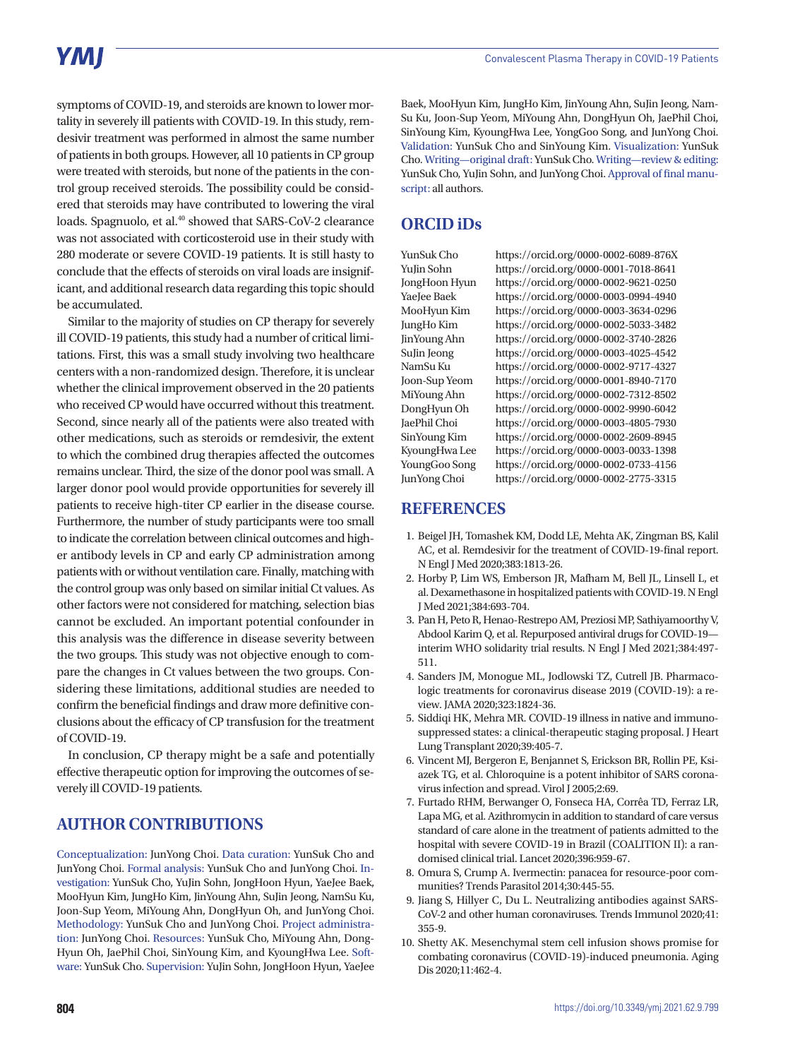symptoms of COVID-19, and steroids are known to lower mortality in severely ill patients with COVID-19. In this study, remdesivir treatment was performed in almost the same number of patients in both groups. However, all 10 patients in CP group were treated with steroids, but none of the patients in the control group received steroids. The possibility could be considered that steroids may have contributed to lowering the viral loads. Spagnuolo, et al.[40] showed that SARS-CoV-2 clearance was not associated with corticosteroid use in their study with 280 moderate or severe COVID-19 patients. It is still hasty to conclude that the effects of steroids on viral loads are insignificant, and additional research data regarding this topic should be accumulated.

Similar to the majority of studies on CP therapy for severely ill COVID-19 patients, this study had a number of critical limitations. First, this was a small study involving two healthcare centers with a non-randomized design. Therefore, it is unclear whether the clinical improvement observed in the 20 patients who received CP would have occurred without this treatment. Second, since nearly all of the patients were also treated with other medications, such as steroids or remdesivir, the extent to which the combined drug therapies affected the outcomes remains unclear. Third, the size of the donor pool was small. A larger donor pool would provide opportunities for severely ill patients to receive high-titer CP earlier in the disease course. Furthermore, the number of study participants were too small to indicate the correlation between clinical outcomes and higher antibody levels in CP and early CP administration among patients with or without ventilation care. Finally, matching with the control group was only based on similar initial Ct values. As other factors were not considered for matching, selection bias cannot be excluded. An important potential confounder in this analysis was the difference in disease severity between the two groups. This study was not objective enough to compare the changes in Ct values between the two groups. Considering these limitations, additional studies are needed to confirm the beneficial findings and draw more definitive conclusions about the efficacy of CP transfusion for the treatment of COVID-19.

In conclusion, CP therapy might be a safe and potentially effective therapeutic option for improving the outcomes of severely ill COVID-19 patients.

## AUTHOR CONTRIBUTIONS

Conceptualization: JunYong Choi. Data curation: YunSuk Cho and JunYong Choi. Formal analysis: YunSuk Cho and JunYong Choi. Investigation: YunSuk Cho, YuJin Sohn, JongHoon Hyun, YaeJee Baek, MooHyun Kim, JungHo Kim, JinYoung Ahn, SuJin Jeong, NamSu Ku, Joon-Sup Yeom, MiYoung Ahn, DongHyun Oh, and JunYong Choi. Methodology: YunSuk Cho and JunYong Choi. Project administration: JunYong Choi. Resources: YunSuk Cho, MiYoung Ahn, DongHyun Oh, JaePhil Choi, SinYoung Kim, and KyoungHwa Lee. Software: YunSuk Cho. Supervision: YuJin Sohn, JongHoon Hyun, YaeJee Baek, MooHyun Kim, JungHo Kim, JinYoung Ahn, SuJin Jeong, NamSu Ku, Joon-Sup Yeom, MiYoung Ahn, DongHyun Oh, JaePhil Choi, SinYoung Kim, KyoungHwa Lee, YongGoo Song, and JunYong Choi. Validation: YunSuk Cho and SinYoung Kim. Visualization: YunSuk Cho. Writing—original draft: YunSuk Cho. Writing—review & editing: YunSuk Cho, YuJin Sohn, and JunYong Choi. Approval of final manuscript: all authors.

## ORCID iDs

| | |
|---|---|
| YunSuk Cho | https://orcid.org/0000-0002-6089-876X |
| YuJin Sohn | https://orcid.org/0000-0001-7018-8641 |
| JongHoon Hyun | https://orcid.org/0000-0002-9621-0250 |
| YaeJee Baek | https://orcid.org/0000-0003-0994-4940 |
| MooHyun Kim | https://orcid.org/0000-0003-3634-0296 |
| JungHo Kim | https://orcid.org/0000-0002-5033-3482 |
| JinYoung Ahn | https://orcid.org/0000-0002-3740-2826 |
| SuJin Jeong | https://orcid.org/0000-0003-4025-4542 |
| NamSu Ku | https://orcid.org/0000-0002-9717-4327 |
| Joon-Sup Yeom | https://orcid.org/0000-0001-8940-7170 |
| MiYoung Ahn | https://orcid.org/0000-0002-7312-8502 |
| DongHyun Oh | https://orcid.org/0000-0002-9990-6042 |
| JaePhil Choi | https://orcid.org/0000-0003-4805-7930 |
| SinYoung Kim | https://orcid.org/0000-0002-2609-8945 |
| KyoungHwa Lee | https://orcid.org/0000-0003-0033-1398 |
| YoungGoo Song | https://orcid.org/0000-0002-0733-4156 |
| JunYong Choi | https://orcid.org/0000-0002-2775-3315 |

## REFERENCES

1. Beigel JH, Tomashek KM, Dodd LE, Mehta AK, Zingman BS, Kalil AC, et al. Remdesivir for the treatment of COVID-19-final report. N Engl J Med 2020;383:1813-26.
2. Horby P, Lim WS, Emberson JR, Mafham M, Bell JL, Linsell L, et al. Dexamethasone in hospitalized patients with COVID-19. N Engl J Med 2021;384:693-704.
3. Pan H, Peto R, Henao-Restrepo AM, Preziosi MP, Sathiyamoorthy V, Abdool Karim Q, et al. Repurposed antiviral drugs for COVID-19—interim WHO solidarity trial results. N Engl J Med 2021;384:497-511.
4. Sanders JM, Monogue ML, Jodlowski TZ, Cutrell JB. Pharmacologic treatments for coronavirus disease 2019 (COVID-19): a review. JAMA 2020;323:1824-36.
5. Siddiqi HK, Mehra MR. COVID-19 illness in native and immunosuppressed states: a clinical-therapeutic staging proposal. J Heart Lung Transplant 2020;39:405-7.
6. Vincent MJ, Bergeron E, Benjannet S, Erickson BR, Rollin PE, Ksiazek TG, et al. Chloroquine is a potent inhibitor of SARS coronavirus infection and spread. Virol J 2005;2:69.
7. Furtado RHM, Berwanger O, Fonseca HA, Corrêa TD, Ferraz LR, Lapa MG, et al. Azithromycin in addition to standard of care versus standard of care alone in the treatment of patients admitted to the hospital with severe COVID-19 in Brazil (COALITION II): a randomised clinical trial. Lancet 2020;396:959-67.
8. Omura S, Crump A. Ivermectin: panacea for resource-poor communities? Trends Parasitol 2014;30:445-55.
9. Jiang S, Hillyer C, Du L. Neutralizing antibodies against SARS-CoV-2 and other human coronaviruses. Trends Immunol 2020;41:355-9.
10. Shetty AK. Mesenchymal stem cell infusion shows promise for combating coronavirus (COVID-19)-induced pneumonia. Aging Dis 2020;11:462-4.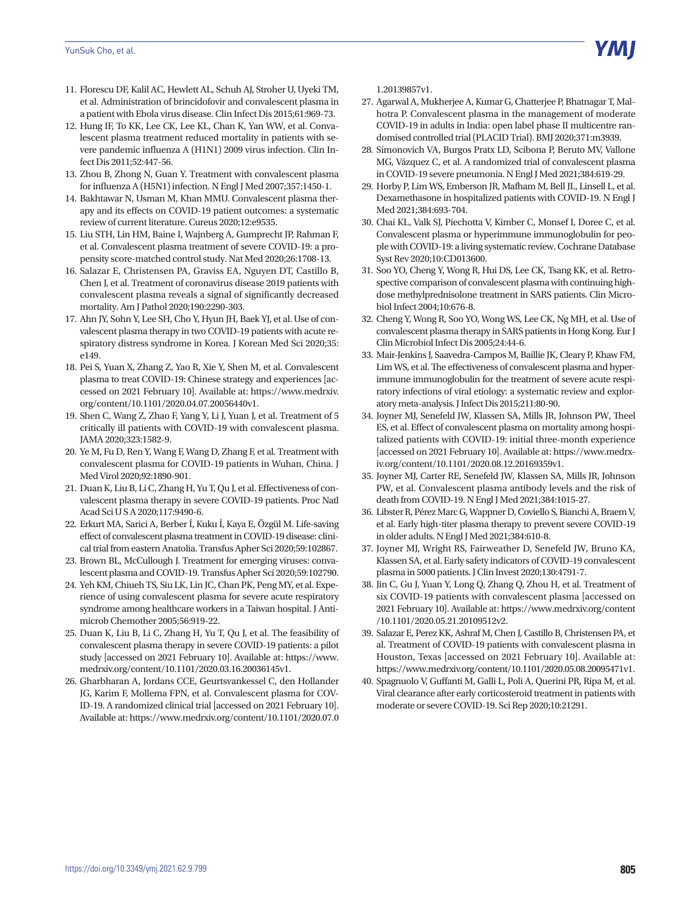11. Florescu DF, Kalil AC, Hewlett AL, Schuh AJ, Stroher U, Uyeki TM, et al. Administration of brincidofovir and convalescent plasma in a patient with Ebola virus disease. Clin Infect Dis 2015;61:969-73.
12. Hung IF, To KK, Lee CK, Lee KL, Chan K, Yan WW, et al. Convalescent plasma treatment reduced mortality in patients with severe pandemic influenza A (H1N1) 2009 virus infection. Clin Infect Dis 2011;52:447-56.
13. Zhou B, Zhong N, Guan Y. Treatment with convalescent plasma for influenza A (H5N1) infection. N Engl J Med 2007;357:1450-1.
14. Bakhtawar N, Usman M, Khan MMU. Convalescent plasma therapy and its effects on COVID-19 patient outcomes: a systematic review of current literature. Cureus 2020;12:e9535.
15. Liu STH, Lin HM, Baine I, Wajnberg A, Gumprecht JP, Rahman F, et al. Convalescent plasma treatment of severe COVID-19: a propensity score-matched control study. Nat Med 2020;26:1708-13.
16. Salazar E, Christensen PA, Graviss EA, Nguyen DT, Castillo B, Chen J, et al. Treatment of coronavirus disease 2019 patients with convalescent plasma reveals a signal of significantly decreased mortality. Am J Pathol 2020;190:2290-303.
17. Ahn JY, Sohn Y, Lee SH, Cho Y, Hyun JH, Baek YJ, et al. Use of convalescent plasma therapy in two COVID-19 patients with acute respiratory distress syndrome in Korea. J Korean Med Sci 2020;35:e149.
18. Pei S, Yuan X, Zhang Z, Yao R, Xie Y, Shen M, et al. Convalescent plasma to treat COVID-19: Chinese strategy and experiences [accessed on 2021 February 10]. Available at: https://www.medrxiv.org/content/10.1101/2020.04.07.20056440v1.
19. Shen C, Wang Z, Zhao F, Yang Y, Li J, Yuan J, et al. Treatment of 5 critically ill patients with COVID-19 with convalescent plasma. JAMA 2020;323:1582-9.
20. Ye M, Fu D, Ren Y, Wang F, Wang D, Zhang F, et al. Treatment with convalescent plasma for COVID-19 patients in Wuhan, China. J Med Virol 2020;92:1890-901.
21. Duan K, Liu B, Li C, Zhang H, Yu T, Qu J, et al. Effectiveness of convalescent plasma therapy in severe COVID-19 patients. Proc Natl Acad Sci U S A 2020;117:9490-6.
22. Erkurt MA, Sarici A, Berber İ, Kuku İ, Kaya E, Özgül M. Life-saving effect of convalescent plasma treatment in COVID-19 disease: clinical trial from eastern Anatolia. Transfus Apher Sci 2020;59:102867.
23. Brown BL, McCullough J. Treatment for emerging viruses: convalescent plasma and COVID-19. Transfus Apher Sci 2020;59:102790.
24. Yeh KM, Chiueh TS, Siu LK, Lin JC, Chan PK, Peng MY, et al. Experience of using convalescent plasma for severe acute respiratory syndrome among healthcare workers in a Taiwan hospital. J Antimicrob Chemother 2005;56:919-22.
25. Duan K, Liu B, Li C, Zhang H, Yu T, Qu J, et al. The feasibility of convalescent plasma therapy in severe COVID-19 patients: a pilot study [accessed on 2021 February 10]. Available at: https://www.medrxiv.org/content/10.1101/2020.03.16.20036145v1.
26. Gharbharan A, Jordans CCE, Geurtsvankessel C, den Hollander JG, Karim F, Mollema FPN, et al. Convalescent plasma for COVID-19. A randomized clinical trial [accessed on 2021 February 10]. Available at: https://www.medrxiv.org/content/10.1101/2020.07.01.20139857v1.
27. Agarwal A, Mukherjee A, Kumar G, Chatterjee P, Bhatnagar T, Malhotra P. Convalescent plasma in the management of moderate COVID-19 in adults in India: open label phase II multicentre randomised controlled trial (PLACID Trial). BMJ 2020;371:m3939.
28. Simonovich VA, Burgos Pratx LD, Scibona P, Beruto MV, Vallone MG, Vázquez C, et al. A randomized trial of convalescent plasma in COVID-19 severe pneumonia. N Engl J Med 2021;384:619-29.
29. Horby P, Lim WS, Emberson JR, Mafham M, Bell JL, Linsell L, et al. Dexamethasone in hospitalized patients with COVID-19. N Engl J Med 2021;384:693-704.
30. Chai KL, Valk SJ, Piechotta V, Kimber C, Monsef I, Doree C, et al. Convalescent plasma or hyperimmune immunoglobulin for people with COVID-19: a living systematic review. Cochrane Database Syst Rev 2020;10:CD013600.
31. Soo YO, Cheng Y, Wong R, Hui DS, Lee CK, Tsang KK, et al. Retrospective comparison of convalescent plasma with continuing high-dose methylprednisolone treatment in SARS patients. Clin Microbiol Infect 2004;10:676-8.
32. Cheng Y, Wong R, Soo YO, Wong WS, Lee CK, Ng MH, et al. Use of convalescent plasma therapy in SARS patients in Hong Kong. Eur J Clin Microbiol Infect Dis 2005;24:44-6.
33. Mair-Jenkins J, Saavedra-Campos M, Baillie JK, Cleary P, Khaw FM, Lim WS, et al. The effectiveness of convalescent plasma and hyperimmune immunoglobulin for the treatment of severe acute respiratory infections of viral etiology: a systematic review and exploratory meta-analysis. J Infect Dis 2015;211:80-90.
34. Joyner MJ, Senefeld JW, Klassen SA, Mills JR, Johnson PW, Theel ES, et al. Effect of convalescent plasma on mortality among hospitalized patients with COVID-19: initial three-month experience [accessed on 2021 February 10]. Available at: https://www.medrxiv.org/content/10.1101/2020.08.12.20169359v1.
35. Joyner MJ, Carter RE, Senefeld JW, Klassen SA, Mills JR, Johnson PW, et al. Convalescent plasma antibody levels and the risk of death from COVID-19. N Engl J Med 2021;384:1015-27.
36. Libster R, Pérez Marc G, Wappner D, Coviello S, Bianchi A, Braem V, et al. Early high-titer plasma therapy to prevent severe COVID-19 in older adults. N Engl J Med 2021;384:610-8.
37. Joyner MJ, Wright RS, Fairweather D, Senefeld JW, Bruno KA, Klassen SA, et al. Early safety indicators of COVID-19 convalescent plasma in 5000 patients. J Clin Invest 2020;130:4791-7.
38. Jin C, Gu J, Yuan Y, Long Q, Zhang Q, Zhou H, et al. Treatment of six COVID-19 patients with convalescent plasma [accessed on 2021 February 10]. Available at: https://www.medrxiv.org/content/10.1101/2020.05.21.20109512v2.
39. Salazar E, Perez KK, Ashraf M, Chen J, Castillo B, Christensen PA, et al. Treatment of COVID-19 patients with convalescent plasma in Houston, Texas [accessed on 2021 February 10]. Available at: https://www.medrxiv.org/content/10.1101/2020.05.08.20095471v1.
40. Spagnuolo V, Guffanti M, Galli L, Poli A, Querini PR, Ripa M, et al. Viral clearance after early corticosteroid treatment in patients with moderate or severe COVID-19. Sci Rep 2020;10:21291.